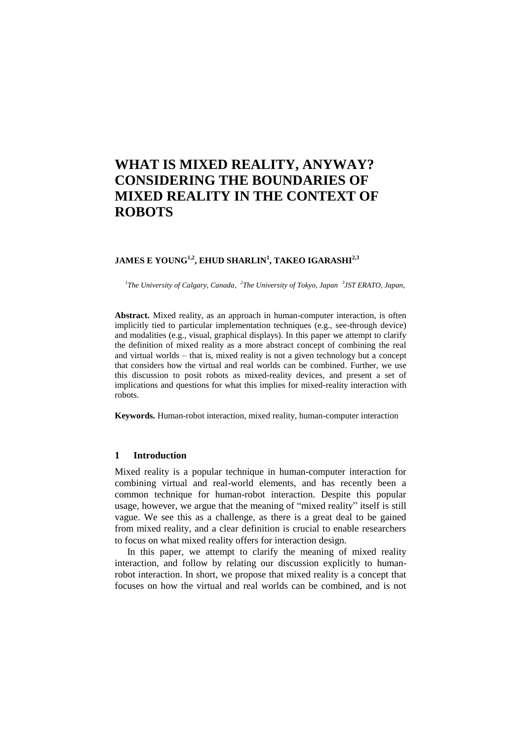# WHAT IS MIXED REALITY, ANYWAY? CONSIDERING THE BOUNDARIES OF MIXED REALITY IN THE CONTEXT OF ROBOTS

**JAMES E YOUNG[1,2], EHUD SHARLIN[1], TAKEO IGARASHI[2,3]**

*[1]The University of Calgary, Canada, [2]The University of Tokyo, Japan [3]JST ERATO, Japan,*

**Abstract.** Mixed reality, as an approach in human-computer interaction, is often implicitly tied to particular implementation techniques (e.g., see-through device) and modalities (e.g., visual, graphical displays). In this paper we attempt to clarify the definition of mixed reality as a more abstract concept of combining the real and virtual worlds – that is, mixed reality is not a given technology but a concept that considers how the virtual and real worlds can be combined. Further, we use this discussion to posit robots as mixed-reality devices, and present a set of implications and questions for what this implies for mixed-reality interaction with robots.

**Keywords.** Human-robot interaction, mixed reality, human-computer interaction

## 1 Introduction

Mixed reality is a popular technique in human-computer interaction for combining virtual and real-world elements, and has recently been a common technique for human-robot interaction. Despite this popular usage, however, we argue that the meaning of "mixed reality" itself is still vague. We see this as a challenge, as there is a great deal to be gained from mixed reality, and a clear definition is crucial to enable researchers to focus on what mixed reality offers for interaction design.

In this paper, we attempt to clarify the meaning of mixed reality interaction, and follow by relating our discussion explicitly to human-robot interaction. In short, we propose that mixed reality is a concept that focuses on how the virtual and real worlds can be combined, and is not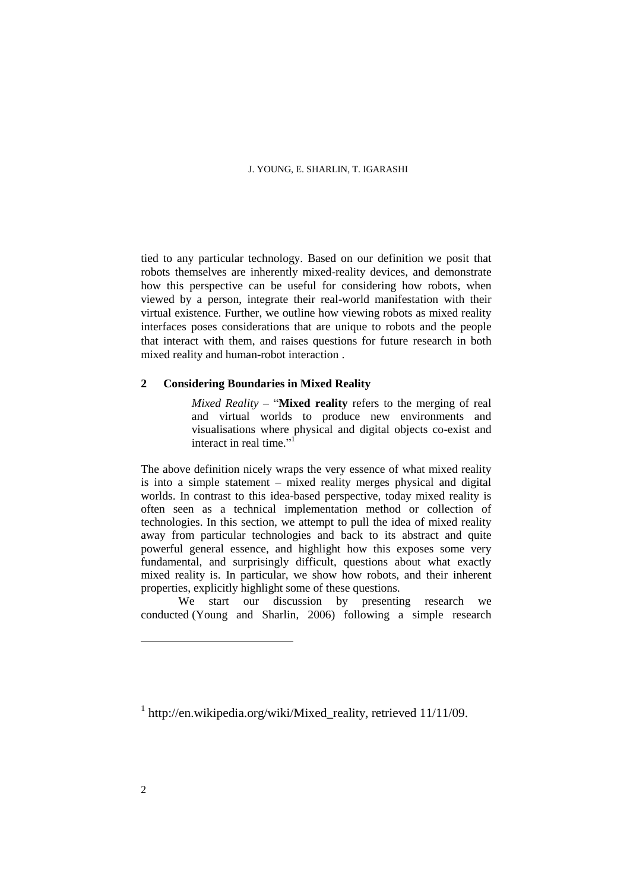tied to any particular technology. Based on our definition we posit that robots themselves are inherently mixed-reality devices, and demonstrate how this perspective can be useful for considering how robots, when viewed by a person, integrate their real-world manifestation with their virtual existence. Further, we outline how viewing robots as mixed reality interfaces poses considerations that are unique to robots and the people that interact with them, and raises questions for future research in both mixed reality and human-robot interaction .

## 2 Considering Boundaries in Mixed Reality

> *Mixed Reality* – "**Mixed reality** refers to the merging of real and virtual worlds to produce new environments and visualisations where physical and digital objects co-exist and interact in real time."[1]

The above definition nicely wraps the very essence of what mixed reality is into a simple statement – mixed reality merges physical and digital worlds. In contrast to this idea-based perspective, today mixed reality is often seen as a technical implementation method or collection of technologies. In this section, we attempt to pull the idea of mixed reality away from particular technologies and back to its abstract and quite powerful general essence, and highlight how this exposes some very fundamental, and surprisingly difficult, questions about what exactly mixed reality is. In particular, we show how robots, and their inherent properties, explicitly highlight some of these questions.

We start our discussion by presenting research we conducted (Young and Sharlin, 2006) following a simple research

---

[1] http://en.wikipedia.org/wiki/Mixed_reality, retrieved 11/11/09.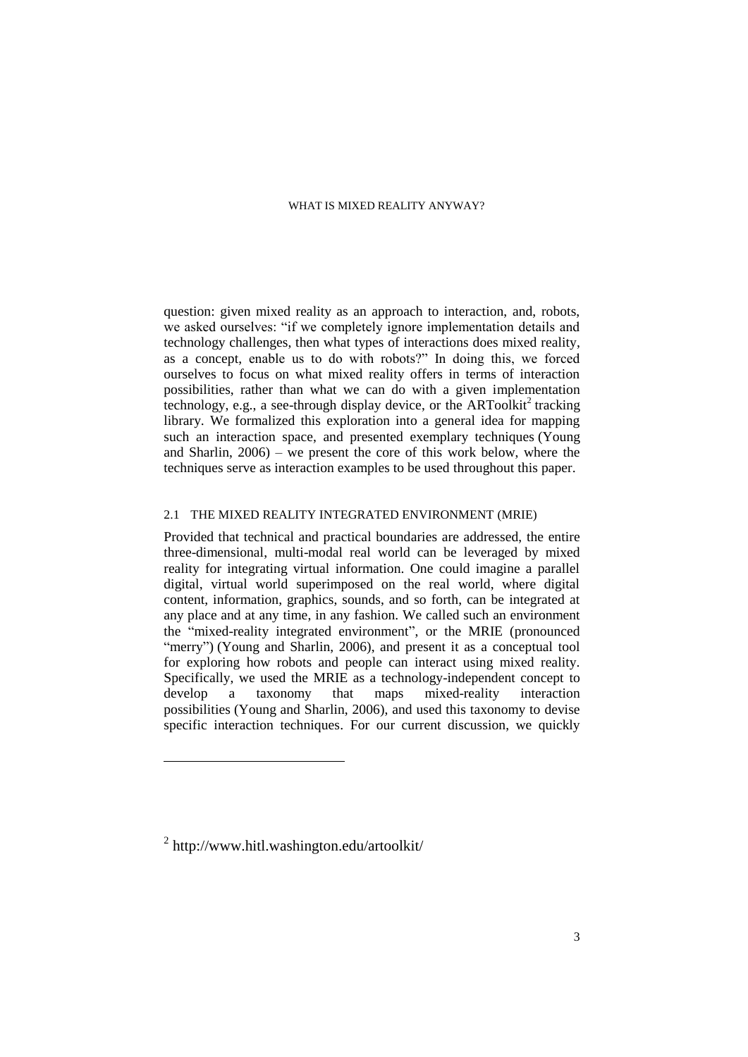question: given mixed reality as an approach to interaction, and, robots, we asked ourselves: "if we completely ignore implementation details and technology challenges, then what types of interactions does mixed reality, as a concept, enable us to do with robots?" In doing this, we forced ourselves to focus on what mixed reality offers in terms of interaction possibilities, rather than what we can do with a given implementation technology, e.g., a see-through display device, or the ARToolkit[2] tracking library. We formalized this exploration into a general idea for mapping such an interaction space, and presented exemplary techniques (Young and Sharlin, 2006) – we present the core of this work below, where the techniques serve as interaction examples to be used throughout this paper.

### 2.1 THE MIXED REALITY INTEGRATED ENVIRONMENT (MRIE)

Provided that technical and practical boundaries are addressed, the entire three-dimensional, multi-modal real world can be leveraged by mixed reality for integrating virtual information. One could imagine a parallel digital, virtual world superimposed on the real world, where digital content, information, graphics, sounds, and so forth, can be integrated at any place and at any time, in any fashion. We called such an environment the "mixed-reality integrated environment", or the MRIE (pronounced "merry") (Young and Sharlin, 2006), and present it as a conceptual tool for exploring how robots and people can interact using mixed reality. Specifically, we used the MRIE as a technology-independent concept to develop a taxonomy that maps mixed-reality interaction possibilities (Young and Sharlin, 2006), and used this taxonomy to devise specific interaction techniques. For our current discussion, we quickly

---

[2] http://www.hitl.washington.edu/artoolkit/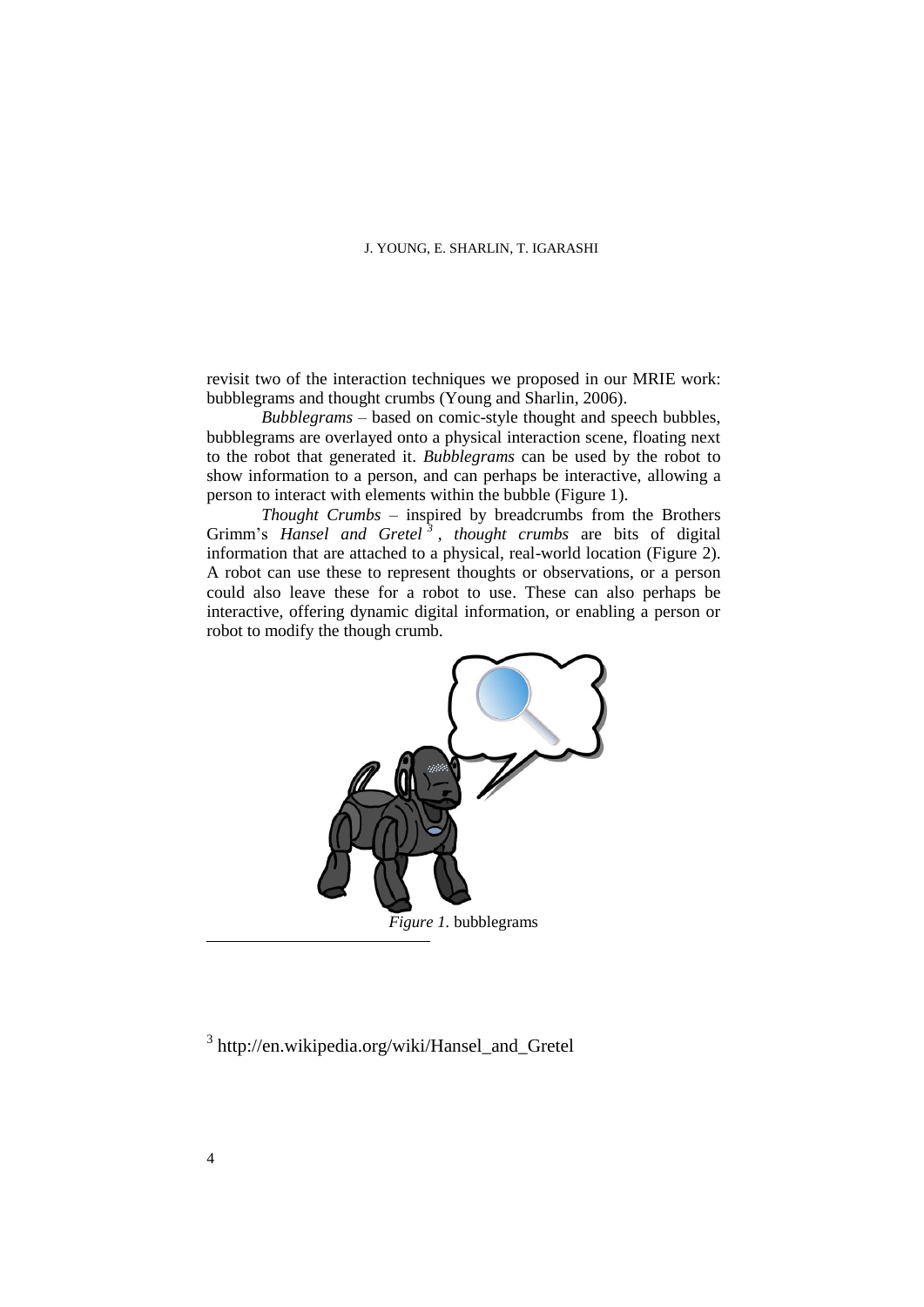revisit two of the interaction techniques we proposed in our MRIE work: bubblegrams and thought crumbs (Young and Sharlin, 2006).

*Bubblegrams* – based on comic-style thought and speech bubbles, bubblegrams are overlayed onto a physical interaction scene, floating next to the robot that generated it. *Bubblegrams* can be used by the robot to show information to a person, and can perhaps be interactive, allowing a person to interact with elements within the bubble (Figure 1).

*Thought Crumbs* – inspired by breadcrumbs from the Brothers Grimm's *Hansel and Gretel*[3], *thought crumbs* are bits of digital information that are attached to a physical, real-world location (Figure 2). A robot can use these to represent thoughts or observations, or a person could also leave these for a robot to use. These can also perhaps be interactive, offering dynamic digital information, or enabling a person or robot to modify the though crumb.

*Figure 1.* bubblegrams

[3] http://en.wikipedia.org/wiki/Hansel_and_Gretel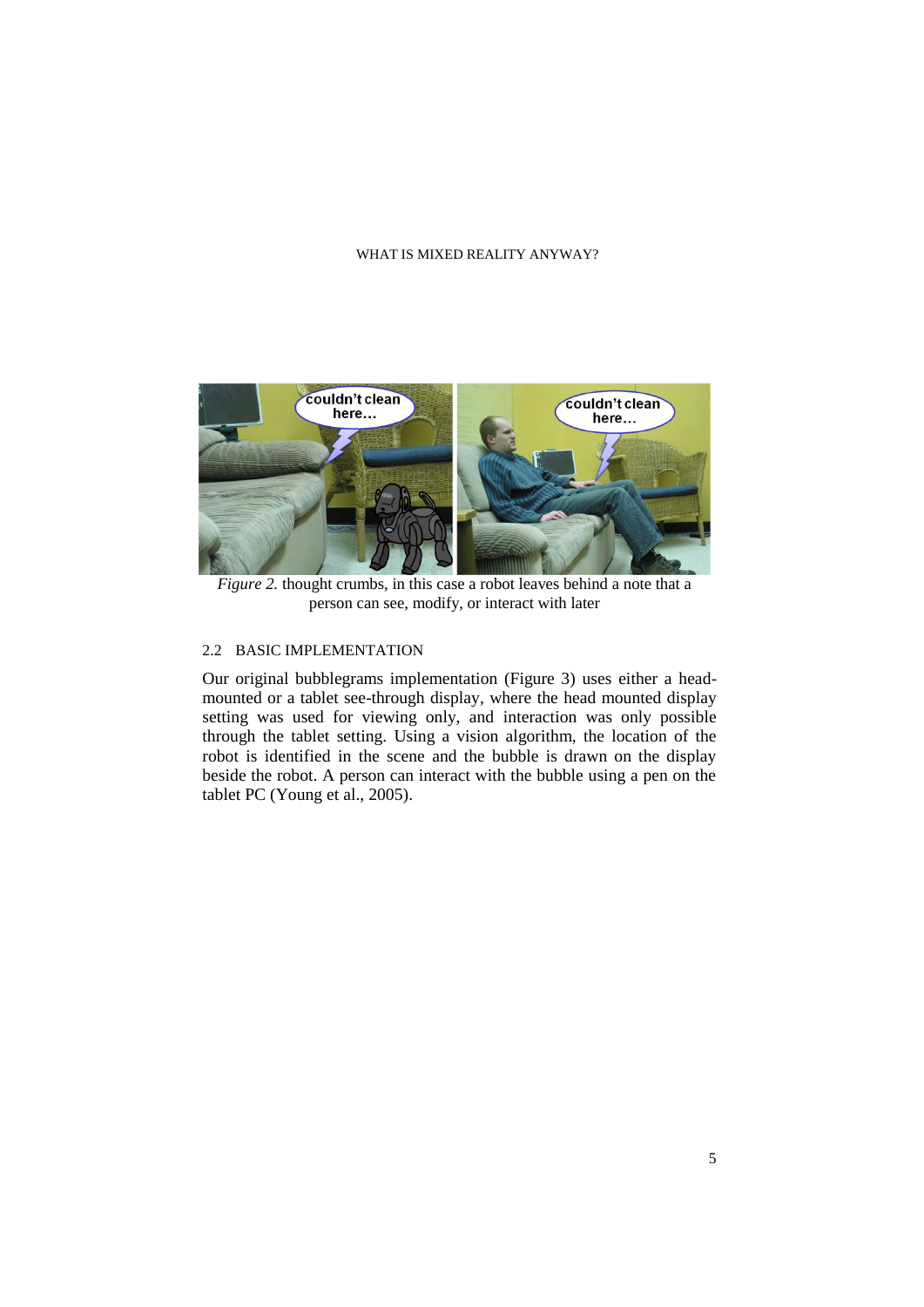*Figure 2.* thought crumbs, in this case a robot leaves behind a note that a person can see, modify, or interact with later

### 2.2 BASIC IMPLEMENTATION

Our original bubblegrams implementation (Figure 3) uses either a head-mounted or a tablet see-through display, where the head mounted display setting was used for viewing only, and interaction was only possible through the tablet setting. Using a vision algorithm, the location of the robot is identified in the scene and the bubble is drawn on the display beside the robot. A person can interact with the bubble using a pen on the tablet PC (Young et al., 2005).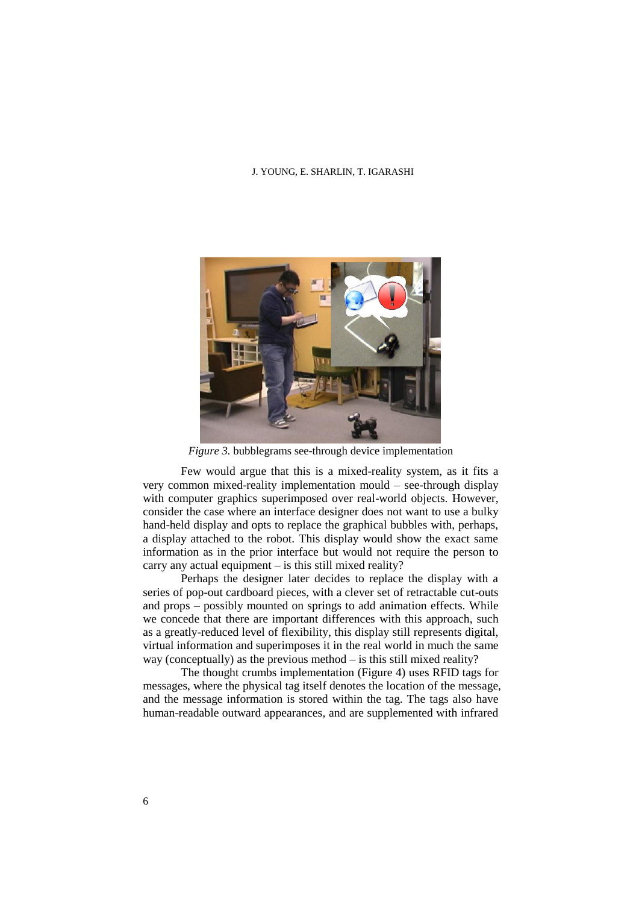*Figure 3.* bubblegrams see-through device implementation

Few would argue that this is a mixed-reality system, as it fits a very common mixed-reality implementation mould – see-through display with computer graphics superimposed over real-world objects. However, consider the case where an interface designer does not want to use a bulky hand-held display and opts to replace the graphical bubbles with, perhaps, a display attached to the robot. This display would show the exact same information as in the prior interface but would not require the person to carry any actual equipment – is this still mixed reality?

Perhaps the designer later decides to replace the display with a series of pop-out cardboard pieces, with a clever set of retractable cut-outs and props – possibly mounted on springs to add animation effects. While we concede that there are important differences with this approach, such as a greatly-reduced level of flexibility, this display still represents digital, virtual information and superimposes it in the real world in much the same way (conceptually) as the previous method – is this still mixed reality?

The thought crumbs implementation (Figure 4) uses RFID tags for messages, where the physical tag itself denotes the location of the message, and the message information is stored within the tag. The tags also have human-readable outward appearances, and are supplemented with infrared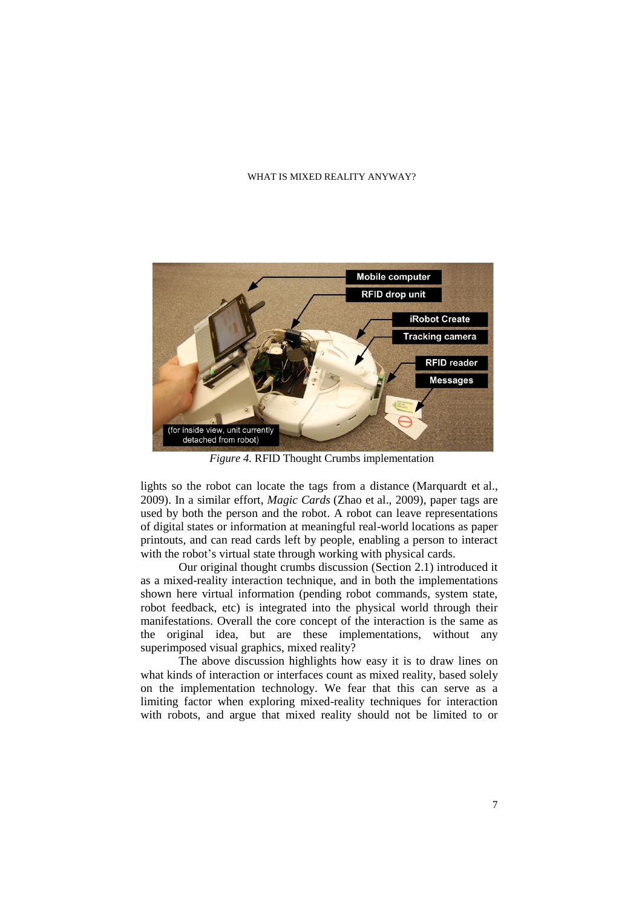*Figure 4.* RFID Thought Crumbs implementation

lights so the robot can locate the tags from a distance (Marquardt et al., 2009). In a similar effort, *Magic Cards* (Zhao et al., 2009), paper tags are used by both the person and the robot. A robot can leave representations of digital states or information at meaningful real-world locations as paper printouts, and can read cards left by people, enabling a person to interact with the robot's virtual state through working with physical cards.

Our original thought crumbs discussion (Section 2.1) introduced it as a mixed-reality interaction technique, and in both the implementations shown here virtual information (pending robot commands, system state, robot feedback, etc) is integrated into the physical world through their manifestations. Overall the core concept of the interaction is the same as the original idea, but are these implementations, without any superimposed visual graphics, mixed reality?

The above discussion highlights how easy it is to draw lines on what kinds of interaction or interfaces count as mixed reality, based solely on the implementation technology. We fear that this can serve as a limiting factor when exploring mixed-reality techniques for interaction with robots, and argue that mixed reality should not be limited to or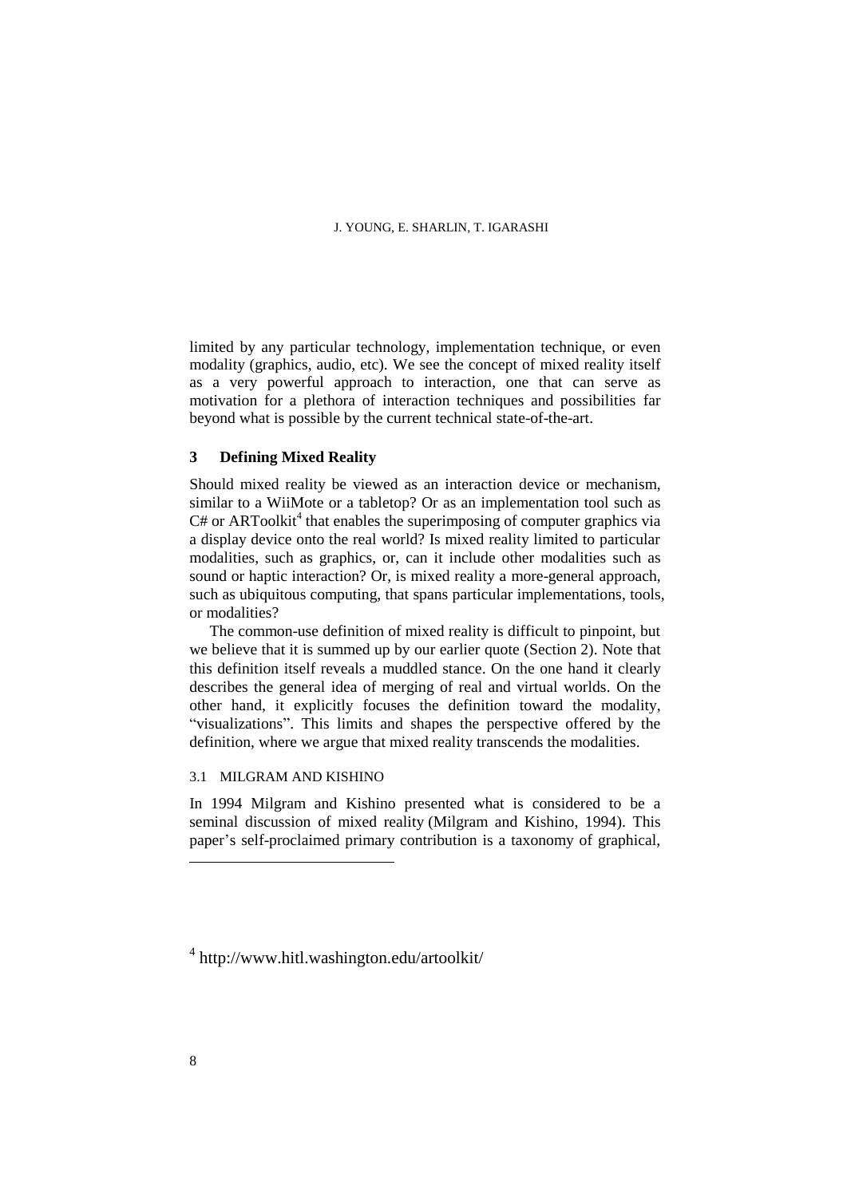limited by any particular technology, implementation technique, or even modality (graphics, audio, etc). We see the concept of mixed reality itself as a very powerful approach to interaction, one that can serve as motivation for a plethora of interaction techniques and possibilities far beyond what is possible by the current technical state-of-the-art.

## 3 Defining Mixed Reality

Should mixed reality be viewed as an interaction device or mechanism, similar to a WiiMote or a tabletop? Or as an implementation tool such as C# or ARToolkit[4] that enables the superimposing of computer graphics via a display device onto the real world? Is mixed reality limited to particular modalities, such as graphics, or, can it include other modalities such as sound or haptic interaction? Or, is mixed reality a more-general approach, such as ubiquitous computing, that spans particular implementations, tools, or modalities?

The common-use definition of mixed reality is difficult to pinpoint, but we believe that it is summed up by our earlier quote (Section 2). Note that this definition itself reveals a muddled stance. On the one hand it clearly describes the general idea of merging of real and virtual worlds. On the other hand, it explicitly focuses the definition toward the modality, "visualizations". This limits and shapes the perspective offered by the definition, where we argue that mixed reality transcends the modalities.

### 3.1 MILGRAM AND KISHINO

In 1994 Milgram and Kishino presented what is considered to be a seminal discussion of mixed reality (Milgram and Kishino, 1994). This paper's self-proclaimed primary contribution is a taxonomy of graphical,

---

[4] http://www.hitl.washington.edu/artoolkit/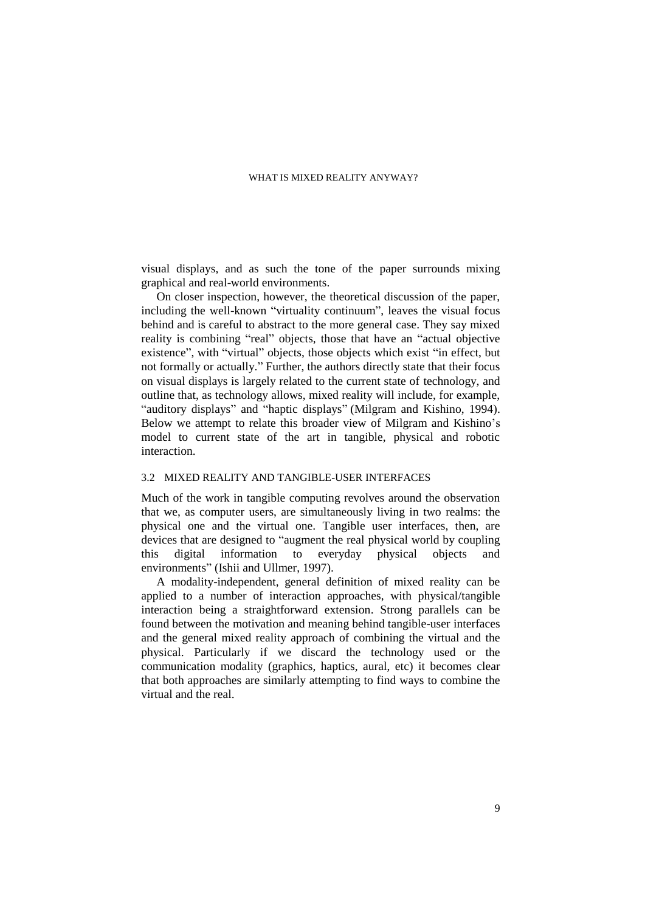visual displays, and as such the tone of the paper surrounds mixing graphical and real-world environments.

On closer inspection, however, the theoretical discussion of the paper, including the well-known "virtuality continuum", leaves the visual focus behind and is careful to abstract to the more general case. They say mixed reality is combining "real" objects, those that have an "actual objective existence", with "virtual" objects, those objects which exist "in effect, but not formally or actually." Further, the authors directly state that their focus on visual displays is largely related to the current state of technology, and outline that, as technology allows, mixed reality will include, for example, "auditory displays" and "haptic displays" (Milgram and Kishino, 1994). Below we attempt to relate this broader view of Milgram and Kishino's model to current state of the art in tangible, physical and robotic interaction.

### 3.2 MIXED REALITY AND TANGIBLE-USER INTERFACES

Much of the work in tangible computing revolves around the observation that we, as computer users, are simultaneously living in two realms: the physical one and the virtual one. Tangible user interfaces, then, are devices that are designed to "augment the real physical world by coupling this digital information to everyday physical objects and environments" (Ishii and Ullmer, 1997).

A modality-independent, general definition of mixed reality can be applied to a number of interaction approaches, with physical/tangible interaction being a straightforward extension. Strong parallels can be found between the motivation and meaning behind tangible-user interfaces and the general mixed reality approach of combining the virtual and the physical. Particularly if we discard the technology used or the communication modality (graphics, haptics, aural, etc) it becomes clear that both approaches are similarly attempting to find ways to combine the virtual and the real.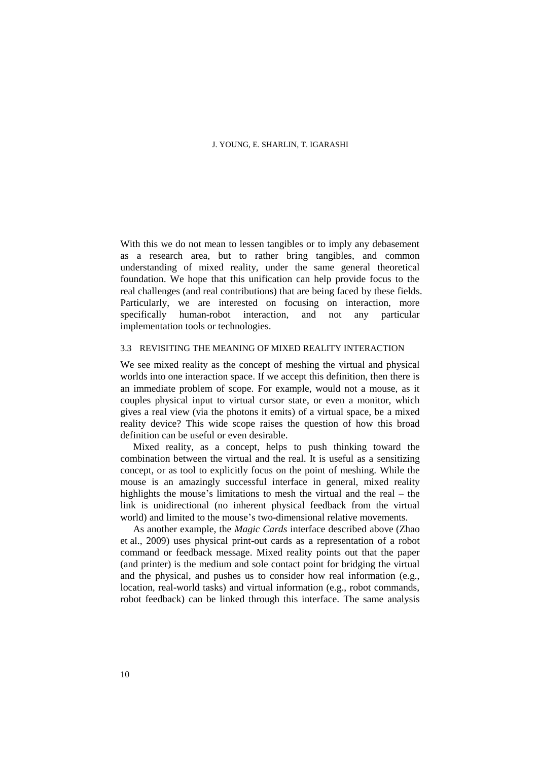With this we do not mean to lessen tangibles or to imply any debasement as a research area, but to rather bring tangibles, and common understanding of mixed reality, under the same general theoretical foundation. We hope that this unification can help provide focus to the real challenges (and real contributions) that are being faced by these fields. Particularly, we are interested on focusing on interaction, more specifically human-robot interaction, and not any particular implementation tools or technologies.

### 3.3 REVISITING THE MEANING OF MIXED REALITY INTERACTION

We see mixed reality as the concept of meshing the virtual and physical worlds into one interaction space. If we accept this definition, then there is an immediate problem of scope. For example, would not a mouse, as it couples physical input to virtual cursor state, or even a monitor, which gives a real view (via the photons it emits) of a virtual space, be a mixed reality device? This wide scope raises the question of how this broad definition can be useful or even desirable.

Mixed reality, as a concept, helps to push thinking toward the combination between the virtual and the real. It is useful as a sensitizing concept, or as tool to explicitly focus on the point of meshing. While the mouse is an amazingly successful interface in general, mixed reality highlights the mouse's limitations to mesh the virtual and the real – the link is unidirectional (no inherent physical feedback from the virtual world) and limited to the mouse's two-dimensional relative movements.

As another example, the *Magic Cards* interface described above (Zhao et al., 2009) uses physical print-out cards as a representation of a robot command or feedback message. Mixed reality points out that the paper (and printer) is the medium and sole contact point for bridging the virtual and the physical, and pushes us to consider how real information (e.g., location, real-world tasks) and virtual information (e.g., robot commands, robot feedback) can be linked through this interface. The same analysis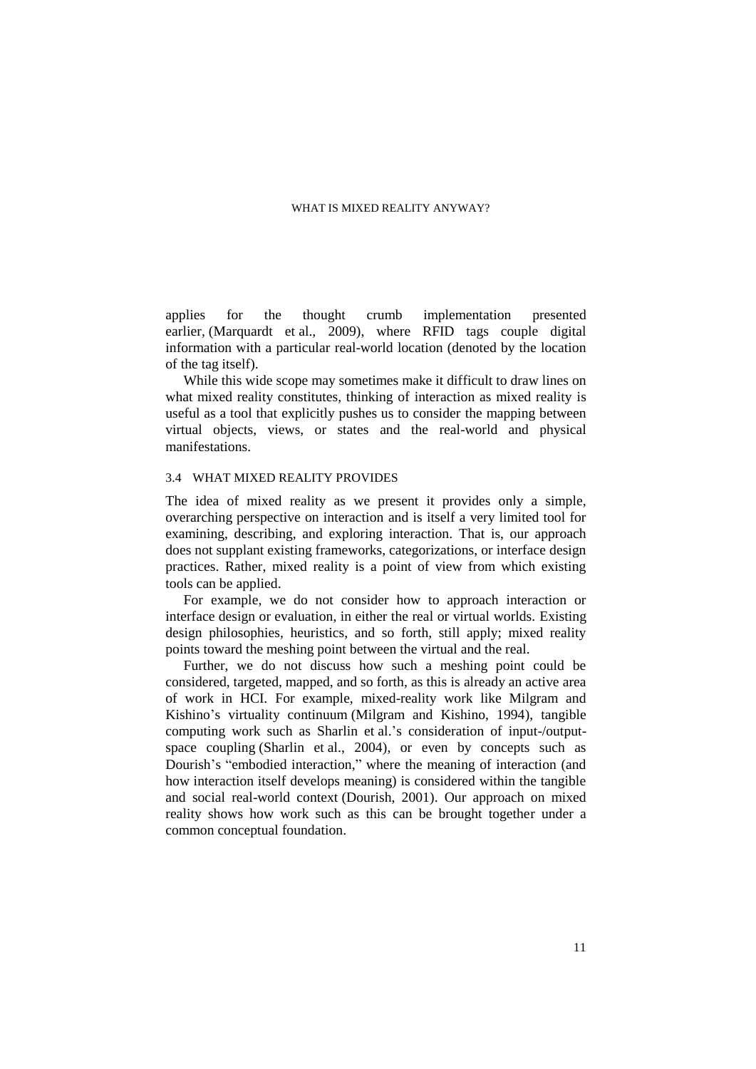applies for the thought crumb implementation presented earlier, (Marquardt et al., 2009), where RFID tags couple digital information with a particular real-world location (denoted by the location of the tag itself).

While this wide scope may sometimes make it difficult to draw lines on what mixed reality constitutes, thinking of interaction as mixed reality is useful as a tool that explicitly pushes us to consider the mapping between virtual objects, views, or states and the real-world and physical manifestations.

### 3.4 WHAT MIXED REALITY PROVIDES

The idea of mixed reality as we present it provides only a simple, overarching perspective on interaction and is itself a very limited tool for examining, describing, and exploring interaction. That is, our approach does not supplant existing frameworks, categorizations, or interface design practices. Rather, mixed reality is a point of view from which existing tools can be applied.

For example, we do not consider how to approach interaction or interface design or evaluation, in either the real or virtual worlds. Existing design philosophies, heuristics, and so forth, still apply; mixed reality points toward the meshing point between the virtual and the real.

Further, we do not discuss how such a meshing point could be considered, targeted, mapped, and so forth, as this is already an active area of work in HCI. For example, mixed-reality work like Milgram and Kishino's virtuality continuum (Milgram and Kishino, 1994), tangible computing work such as Sharlin et al.'s consideration of input-/output-space coupling (Sharlin et al., 2004), or even by concepts such as Dourish's "embodied interaction," where the meaning of interaction (and how interaction itself develops meaning) is considered within the tangible and social real-world context (Dourish, 2001). Our approach on mixed reality shows how work such as this can be brought together under a common conceptual foundation.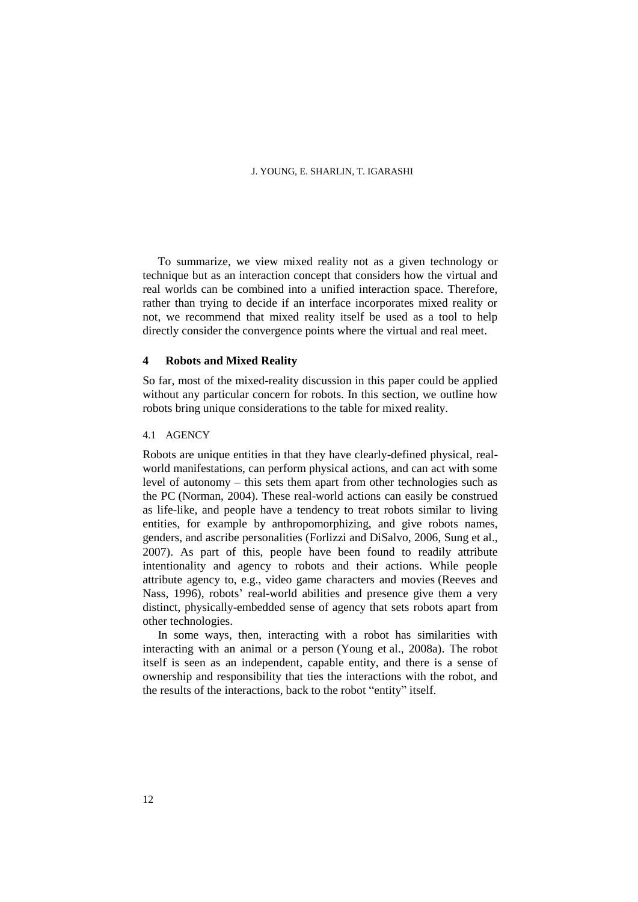To summarize, we view mixed reality not as a given technology or technique but as an interaction concept that considers how the virtual and real worlds can be combined into a unified interaction space. Therefore, rather than trying to decide if an interface incorporates mixed reality or not, we recommend that mixed reality itself be used as a tool to help directly consider the convergence points where the virtual and real meet.

## 4 Robots and Mixed Reality

So far, most of the mixed-reality discussion in this paper could be applied without any particular concern for robots. In this section, we outline how robots bring unique considerations to the table for mixed reality.

### 4.1 AGENCY

Robots are unique entities in that they have clearly-defined physical, real-world manifestations, can perform physical actions, and can act with some level of autonomy – this sets them apart from other technologies such as the PC (Norman, 2004). These real-world actions can easily be construed as life-like, and people have a tendency to treat robots similar to living entities, for example by anthropomorphizing, and give robots names, genders, and ascribe personalities (Forlizzi and DiSalvo, 2006, Sung et al., 2007). As part of this, people have been found to readily attribute intentionality and agency to robots and their actions. While people attribute agency to, e.g., video game characters and movies (Reeves and Nass, 1996), robots' real-world abilities and presence give them a very distinct, physically-embedded sense of agency that sets robots apart from other technologies.

In some ways, then, interacting with a robot has similarities with interacting with an animal or a person (Young et al., 2008a). The robot itself is seen as an independent, capable entity, and there is a sense of ownership and responsibility that ties the interactions with the robot, and the results of the interactions, back to the robot "entity" itself.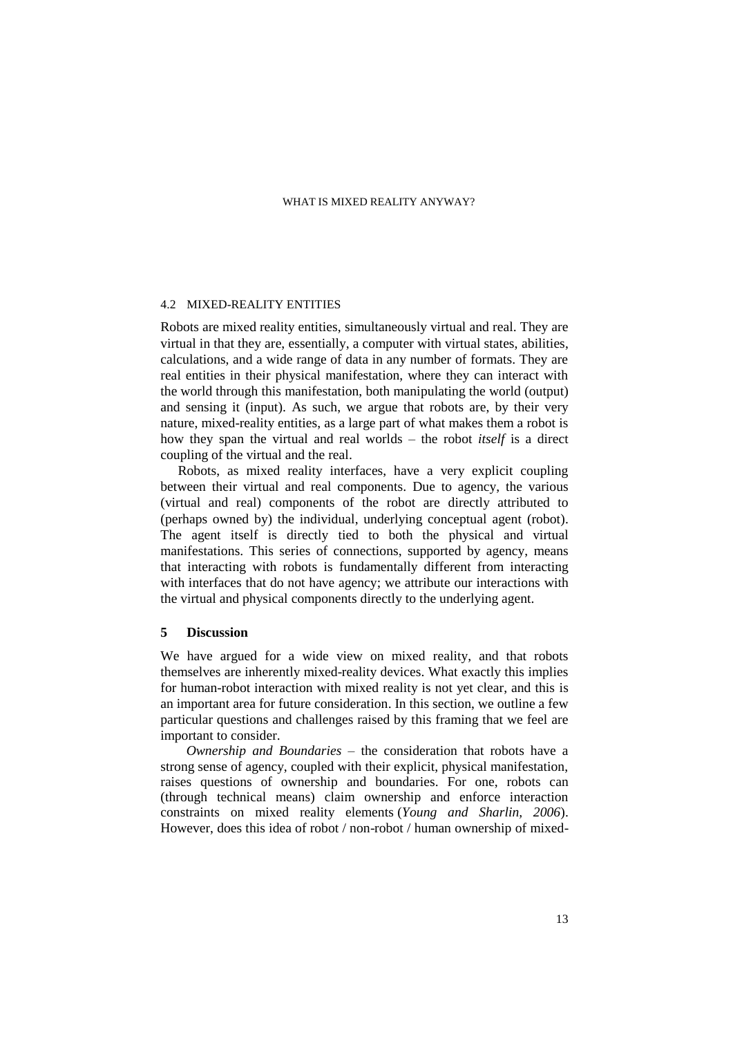### 4.2 MIXED-REALITY ENTITIES

Robots are mixed reality entities, simultaneously virtual and real. They are virtual in that they are, essentially, a computer with virtual states, abilities, calculations, and a wide range of data in any number of formats. They are real entities in their physical manifestation, where they can interact with the world through this manifestation, both manipulating the world (output) and sensing it (input). As such, we argue that robots are, by their very nature, mixed-reality entities, as a large part of what makes them a robot is how they span the virtual and real worlds – the robot *itself* is a direct coupling of the virtual and the real.

Robots, as mixed reality interfaces, have a very explicit coupling between their virtual and real components. Due to agency, the various (virtual and real) components of the robot are directly attributed to (perhaps owned by) the individual, underlying conceptual agent (robot). The agent itself is directly tied to both the physical and virtual manifestations. This series of connections, supported by agency, means that interacting with robots is fundamentally different from interacting with interfaces that do not have agency; we attribute our interactions with the virtual and physical components directly to the underlying agent.

## 5 Discussion

We have argued for a wide view on mixed reality, and that robots themselves are inherently mixed-reality devices. What exactly this implies for human-robot interaction with mixed reality is not yet clear, and this is an important area for future consideration. In this section, we outline a few particular questions and challenges raised by this framing that we feel are important to consider.

*Ownership and Boundaries* – the consideration that robots have a strong sense of agency, coupled with their explicit, physical manifestation, raises questions of ownership and boundaries. For one, robots can (through technical means) claim ownership and enforce interaction constraints on mixed reality elements (*Young and Sharlin, 2006*). However, does this idea of robot / non-robot / human ownership of mixed-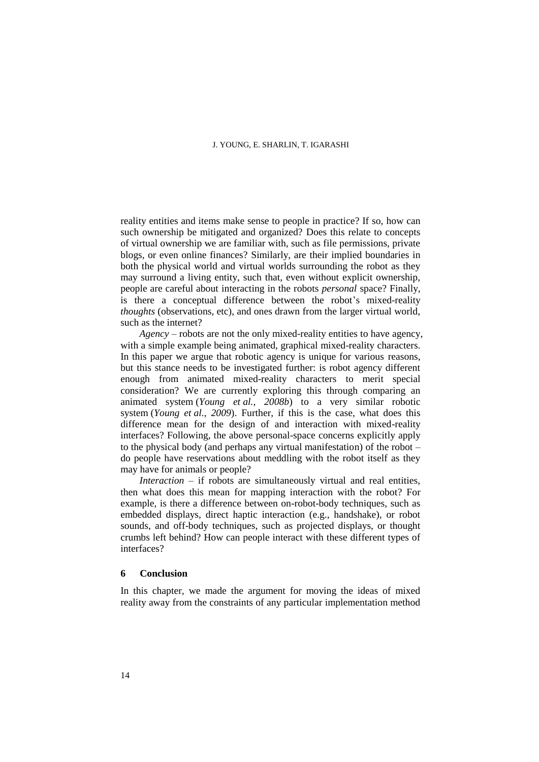reality entities and items make sense to people in practice? If so, how can such ownership be mitigated and organized? Does this relate to concepts of virtual ownership we are familiar with, such as file permissions, private blogs, or even online finances? Similarly, are their implied boundaries in both the physical world and virtual worlds surrounding the robot as they may surround a living entity, such that, even without explicit ownership, people are careful about interacting in the robots *personal* space? Finally, is there a conceptual difference between the robot's mixed-reality *thoughts* (observations, etc), and ones drawn from the larger virtual world, such as the internet?

*Agency* – robots are not the only mixed-reality entities to have agency, with a simple example being animated, graphical mixed-reality characters. In this paper we argue that robotic agency is unique for various reasons, but this stance needs to be investigated further: is robot agency different enough from animated mixed-reality characters to merit special consideration? We are currently exploring this through comparing an animated system (*Young et al., 2008b*) to a very similar robotic system (*Young et al., 2009*). Further, if this is the case, what does this difference mean for the design of and interaction with mixed-reality interfaces? Following, the above personal-space concerns explicitly apply to the physical body (and perhaps any virtual manifestation) of the robot – do people have reservations about meddling with the robot itself as they may have for animals or people?

*Interaction* – if robots are simultaneously virtual and real entities, then what does this mean for mapping interaction with the robot? For example, is there a difference between on-robot-body techniques, such as embedded displays, direct haptic interaction (e.g., handshake), or robot sounds, and off-body techniques, such as projected displays, or thought crumbs left behind? How can people interact with these different types of interfaces?

## 6 Conclusion

In this chapter, we made the argument for moving the ideas of mixed reality away from the constraints of any particular implementation method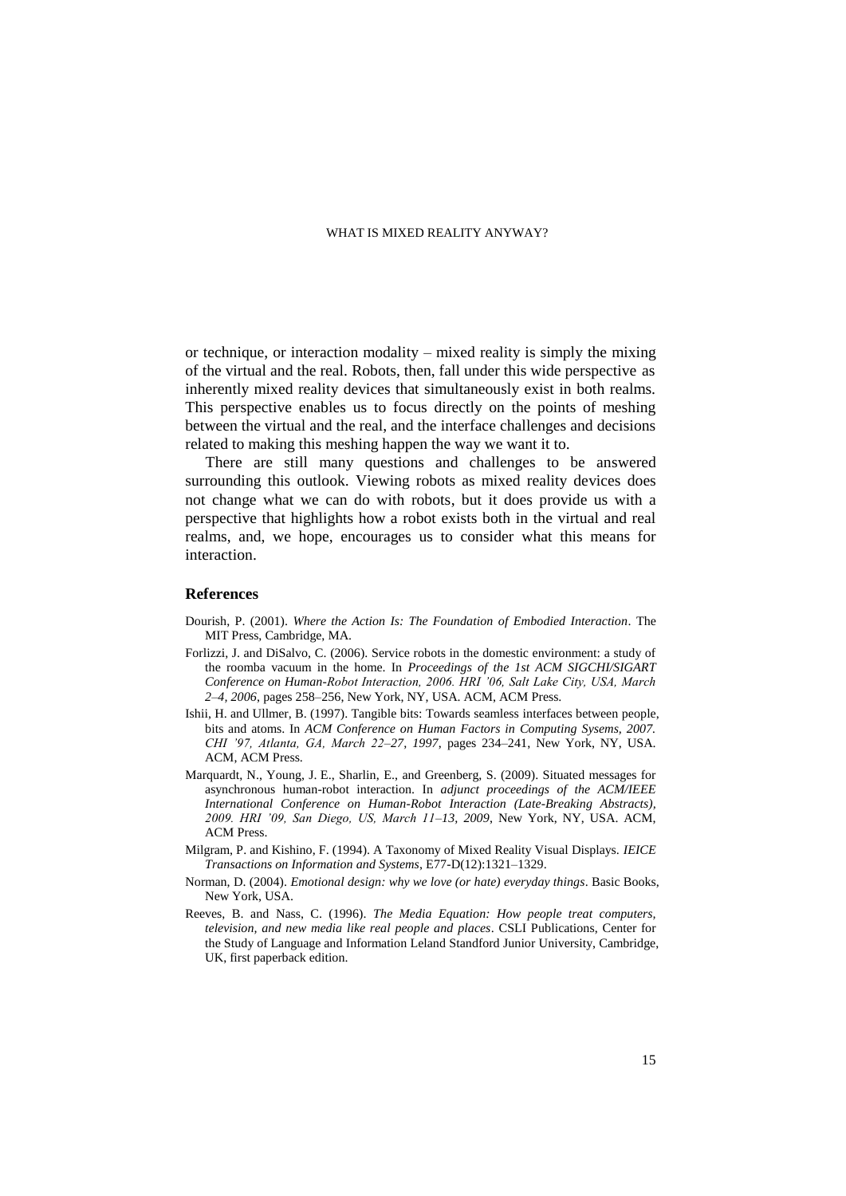or technique, or interaction modality – mixed reality is simply the mixing of the virtual and the real. Robots, then, fall under this wide perspective as inherently mixed reality devices that simultaneously exist in both realms. This perspective enables us to focus directly on the points of meshing between the virtual and the real, and the interface challenges and decisions related to making this meshing happen the way we want it to.

There are still many questions and challenges to be answered surrounding this outlook. Viewing robots as mixed reality devices does not change what we can do with robots, but it does provide us with a perspective that highlights how a robot exists both in the virtual and real realms, and, we hope, encourages us to consider what this means for interaction.

## References

Dourish, P. (2001). *Where the Action Is: The Foundation of Embodied Interaction*. The MIT Press, Cambridge, MA.

Forlizzi, J. and DiSalvo, C. (2006). Service robots in the domestic environment: a study of the roomba vacuum in the home. In *Proceedings of the 1st ACM SIGCHI/SIGART Conference on Human-Robot Interaction, 2006. HRI '06, Salt Lake City, USA, March 2–4, 2006*, pages 258–256, New York, NY, USA. ACM, ACM Press.

Ishii, H. and Ullmer, B. (1997). Tangible bits: Towards seamless interfaces between people, bits and atoms. In *ACM Conference on Human Factors in Computing Sysems, 2007. CHI '97, Atlanta, GA, March 22–27, 1997*, pages 234–241, New York, NY, USA. ACM, ACM Press.

Marquardt, N., Young, J. E., Sharlin, E., and Greenberg, S. (2009). Situated messages for asynchronous human-robot interaction. In *adjunct proceedings of the ACM/IEEE International Conference on Human-Robot Interaction (Late-Breaking Abstracts), 2009. HRI '09, San Diego, US, March 11–13, 2009*, New York, NY, USA. ACM, ACM Press.

Milgram, P. and Kishino, F. (1994). A Taxonomy of Mixed Reality Visual Displays. *IEICE Transactions on Information and Systems*, E77-D(12):1321–1329.

Norman, D. (2004). *Emotional design: why we love (or hate) everyday things*. Basic Books, New York, USA.

Reeves, B. and Nass, C. (1996). *The Media Equation: How people treat computers, television, and new media like real people and places*. CSLI Publications, Center for the Study of Language and Information Leland Standford Junior University, Cambridge, UK, first paperback edition.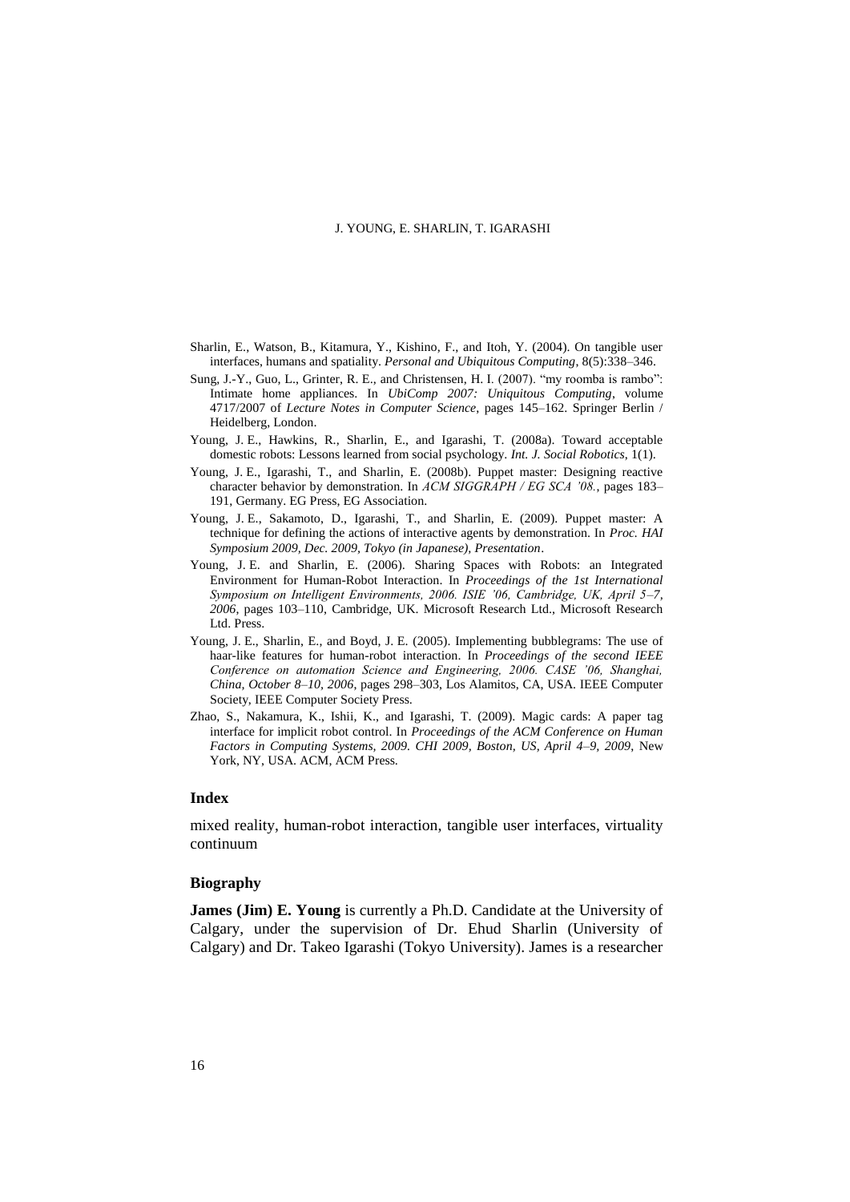Sharlin, E., Watson, B., Kitamura, Y., Kishino, F., and Itoh, Y. (2004). On tangible user interfaces, humans and spatiality. *Personal and Ubiquitous Computing*, 8(5):338–346.

Sung, J.-Y., Guo, L., Grinter, R. E., and Christensen, H. I. (2007). "my roomba is rambo": Intimate home appliances. In *UbiComp 2007: Uniquitous Computing*, volume 4717/2007 of *Lecture Notes in Computer Science*, pages 145–162. Springer Berlin / Heidelberg, London.

Young, J. E., Hawkins, R., Sharlin, E., and Igarashi, T. (2008a). Toward acceptable domestic robots: Lessons learned from social psychology. *Int. J. Social Robotics*, 1(1).

Young, J. E., Igarashi, T., and Sharlin, E. (2008b). Puppet master: Designing reactive character behavior by demonstration. In *ACM SIGGRAPH / EG SCA '08.*, pages 183–191, Germany. EG Press, EG Association.

Young, J. E., Sakamoto, D., Igarashi, T., and Sharlin, E. (2009). Puppet master: A technique for defining the actions of interactive agents by demonstration. In *Proc. HAI Symposium 2009, Dec. 2009, Tokyo (in Japanese), Presentation*.

Young, J. E. and Sharlin, E. (2006). Sharing Spaces with Robots: an Integrated Environment for Human-Robot Interaction. In *Proceedings of the 1st International Symposium on Intelligent Environments, 2006. ISIE '06, Cambridge, UK, April 5–7, 2006*, pages 103–110, Cambridge, UK. Microsoft Research Ltd., Microsoft Research Ltd. Press.

Young, J. E., Sharlin, E., and Boyd, J. E. (2005). Implementing bubblegrams: The use of haar-like features for human-robot interaction. In *Proceedings of the second IEEE Conference on automation Science and Engineering, 2006. CASE '06, Shanghai, China, October 8–10, 2006*, pages 298–303, Los Alamitos, CA, USA. IEEE Computer Society, IEEE Computer Society Press.

Zhao, S., Nakamura, K., Ishii, K., and Igarashi, T. (2009). Magic cards: A paper tag interface for implicit robot control. In *Proceedings of the ACM Conference on Human Factors in Computing Systems, 2009. CHI 2009, Boston, US, April 4–9, 2009*, New York, NY, USA. ACM, ACM Press.

## Index

mixed reality, human-robot interaction, tangible user interfaces, virtuality continuum

## Biography

**James (Jim) E. Young** is currently a Ph.D. Candidate at the University of Calgary, under the supervision of Dr. Ehud Sharlin (University of Calgary) and Dr. Takeo Igarashi (Tokyo University). James is a researcher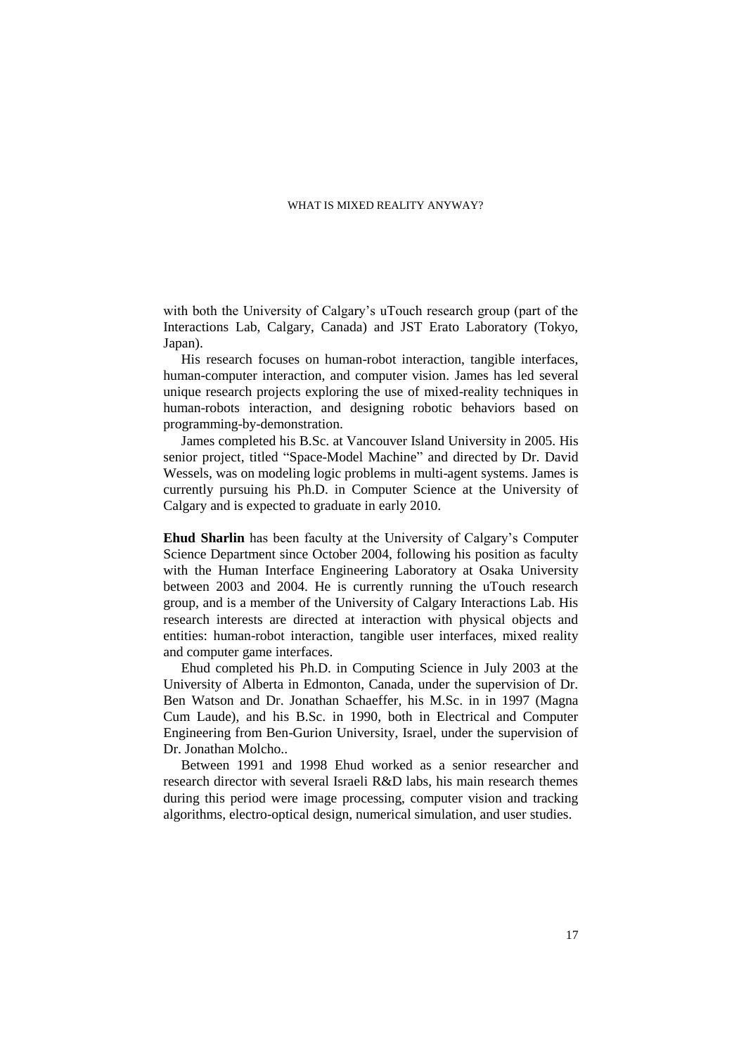with both the University of Calgary's uTouch research group (part of the Interactions Lab, Calgary, Canada) and JST Erato Laboratory (Tokyo, Japan).

His research focuses on human-robot interaction, tangible interfaces, human-computer interaction, and computer vision. James has led several unique research projects exploring the use of mixed-reality techniques in human-robots interaction, and designing robotic behaviors based on programming-by-demonstration.

James completed his B.Sc. at Vancouver Island University in 2005. His senior project, titled "Space-Model Machine" and directed by Dr. David Wessels, was on modeling logic problems in multi-agent systems. James is currently pursuing his Ph.D. in Computer Science at the University of Calgary and is expected to graduate in early 2010.

**Ehud Sharlin** has been faculty at the University of Calgary's Computer Science Department since October 2004, following his position as faculty with the Human Interface Engineering Laboratory at Osaka University between 2003 and 2004. He is currently running the uTouch research group, and is a member of the University of Calgary Interactions Lab. His research interests are directed at interaction with physical objects and entities: human-robot interaction, tangible user interfaces, mixed reality and computer game interfaces.

Ehud completed his Ph.D. in Computing Science in July 2003 at the University of Alberta in Edmonton, Canada, under the supervision of Dr. Ben Watson and Dr. Jonathan Schaeffer, his M.Sc. in in 1997 (Magna Cum Laude), and his B.Sc. in 1990, both in Electrical and Computer Engineering from Ben-Gurion University, Israel, under the supervision of Dr. Jonathan Molcho..

Between 1991 and 1998 Ehud worked as a senior researcher and research director with several Israeli R&D labs, his main research themes during this period were image processing, computer vision and tracking algorithms, electro-optical design, numerical simulation, and user studies.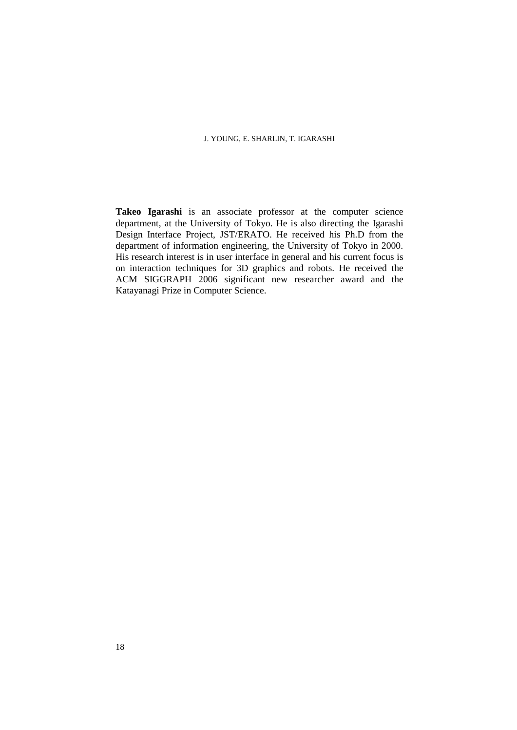**Takeo Igarashi** is an associate professor at the computer science department, at the University of Tokyo. He is also directing the Igarashi Design Interface Project, JST/ERATO. He received his Ph.D from the department of information engineering, the University of Tokyo in 2000. His research interest is in user interface in general and his current focus is on interaction techniques for 3D graphics and robots. He received the ACM SIGGRAPH 2006 significant new researcher award and the Katayanagi Prize in Computer Science.